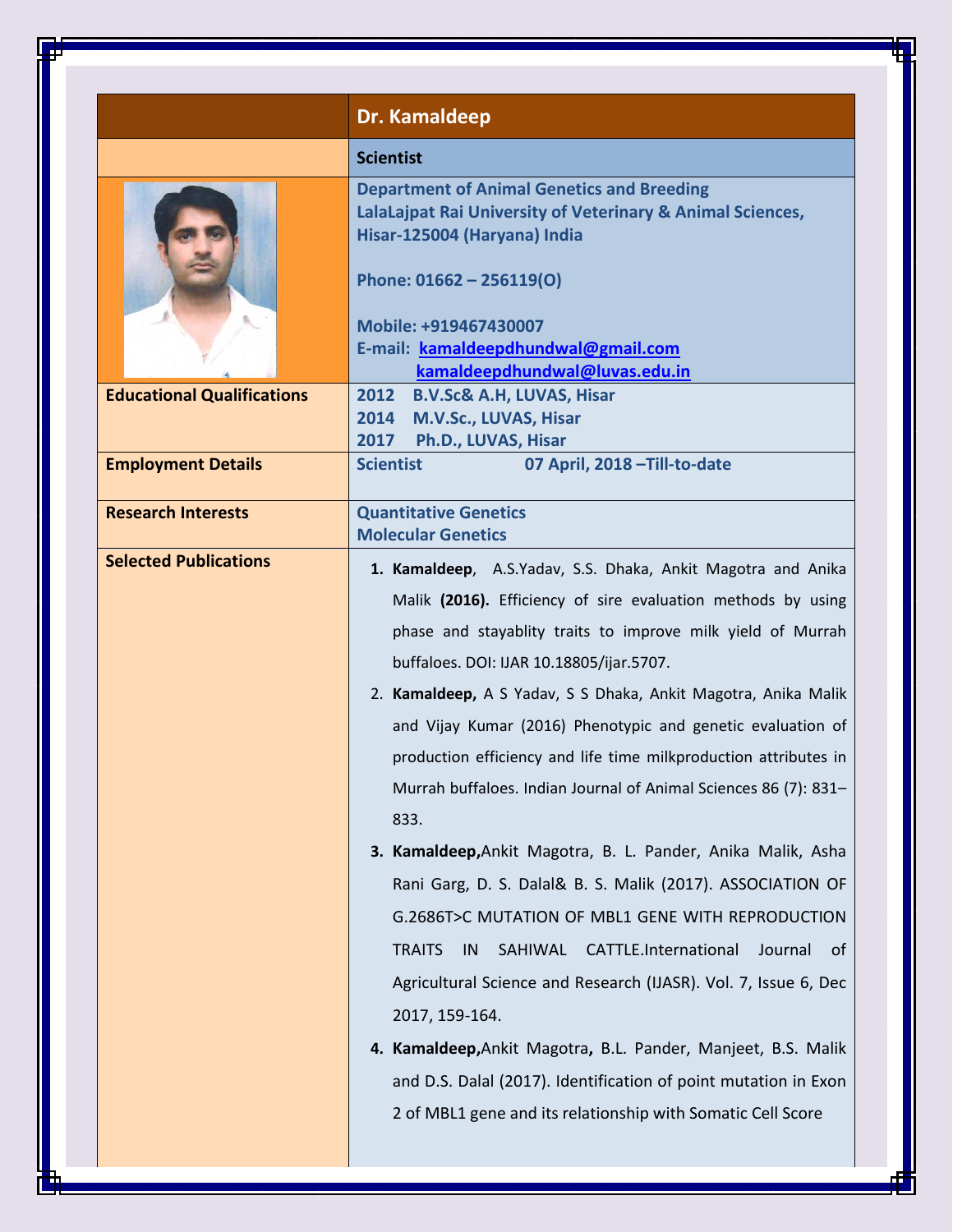| | Dr. Kamaldeep |
|---|---|
| | **Scientist** |
| | **Department of Animal Genetics and Breeding**<br>**LalaLajpat Rai University of Veterinary & Animal Sciences, Hisar-125004 (Haryana) India**<br><br>**Phone: 01662 – 256119(O)**<br><br>**Mobile: +919467430007**<br>**E-mail: kamaldeepdhundwal@gmail.com**<br>**kamaldeepdhundwal@luvas.edu.in** |
| **Educational Qualifications** | **2012 B.V.Sc& A.H, LUVAS, Hisar**<br>**2014 M.V.Sc., LUVAS, Hisar**<br>**2017 Ph.D., LUVAS, Hisar** |
| **Employment Details** | **Scientist 07 April, 2018 –Till-to-date** |
| **Research Interests** | **Quantitative Genetics**<br>**Molecular Genetics** |
| **Selected Publications** | 1. **Kamaldeep**, A.S.Yadav, S.S. Dhaka, Ankit Magotra and Anika Malik **(2016).** Efficiency of sire evaluation methods by using phase and stayablity traits to improve milk yield of Murrah buffaloes. DOI: IJAR 10.18805/ijar.5707.<br>2. **Kamaldeep,** A S Yadav, S S Dhaka, Ankit Magotra, Anika Malik and Vijay Kumar (2016) Phenotypic and genetic evaluation of production efficiency and life time milkproduction attributes in Murrah buffaloes. Indian Journal of Animal Sciences 86 (7): 831–833.<br>3. **Kamaldeep,**Ankit Magotra, B. L. Pander, Anika Malik, Asha Rani Garg, D. S. Dalal& B. S. Malik (2017). ASSOCIATION OF G.2686T>C MUTATION OF MBL1 GENE WITH REPRODUCTION TRAITS IN SAHIWAL CATTLE.International Journal of Agricultural Science and Research (IJASR). Vol. 7, Issue 6, Dec 2017, 159-164.<br>4. **Kamaldeep,**Ankit Magotra**,** B.L. Pander, Manjeet, B.S. Malik and D.S. Dalal (2017). Identification of point mutation in Exon 2 of MBL1 gene and its relationship with Somatic Cell Score |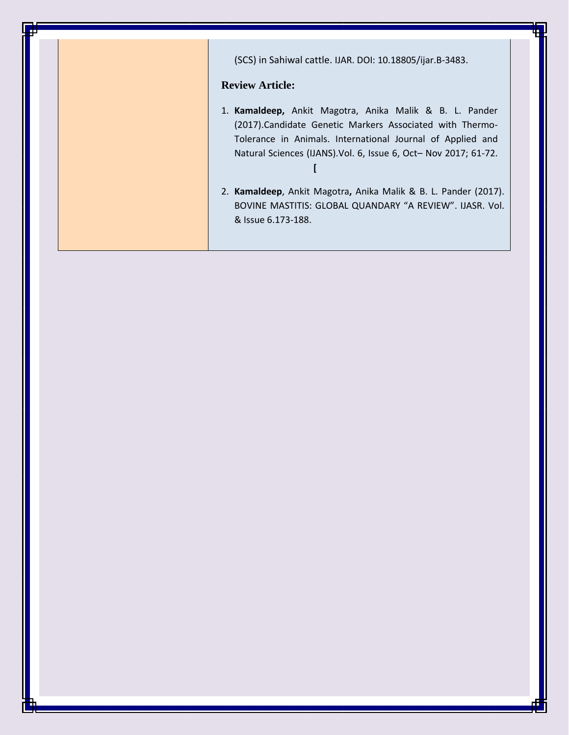(SCS) in Sahiwal cattle. IJAR. DOI: 10.18805/ijar.B-3483.

**Review Article:**

1. **Kamaldeep,** Ankit Magotra, Anika Malik & B. L. Pander (2017).Candidate Genetic Markers Associated with Thermo-Tolerance in Animals. International Journal of Applied and Natural Sciences (IJANS).Vol. 6, Issue 6, Oct– Nov 2017; 61-72. **[**
2. **Kamaldeep**, Ankit Magotra**,** Anika Malik & B. L. Pander (2017). BOVINE MASTITIS: GLOBAL QUANDARY "A REVIEW". IJASR. Vol. & Issue 6.173-188.